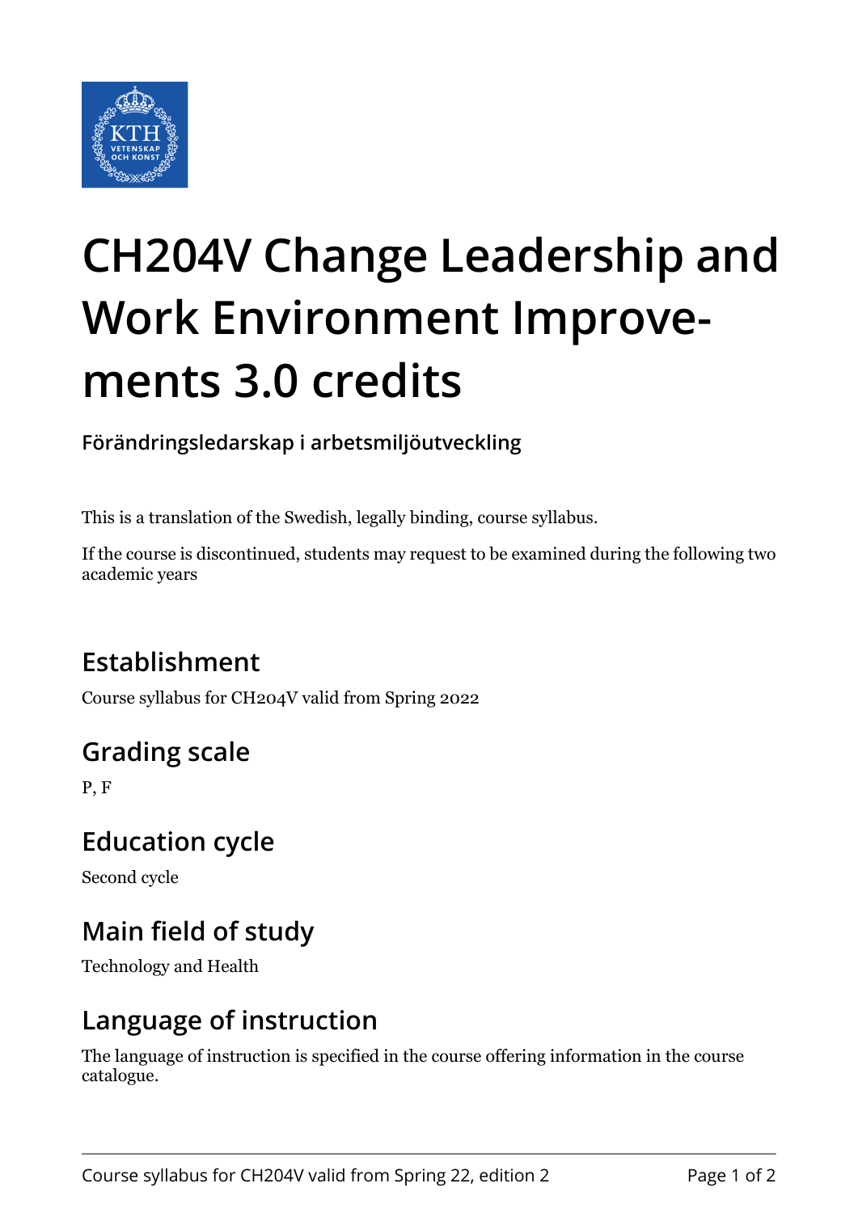# CH204V Change Leadership and Work Environment Improvements 3.0 credits

**Förändringsledarskap i arbetsmiljöutveckling**

This is a translation of the Swedish, legally binding, course syllabus.

If the course is discontinued, students may request to be examined during the following two academic years

## Establishment

Course syllabus for CH204V valid from Spring 2022

## Grading scale

P, F

## Education cycle

Second cycle

## Main field of study

Technology and Health

## Language of instruction

The language of instruction is specified in the course offering information in the course catalogue.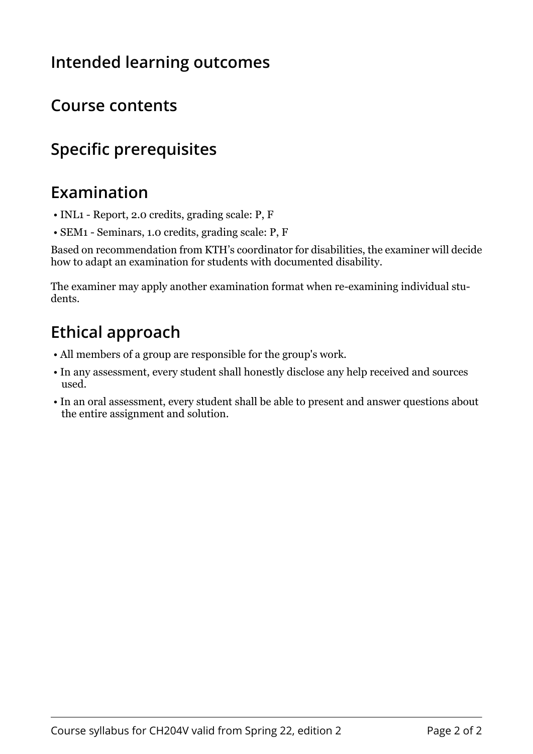## Intended learning outcomes

## Course contents

## Specific prerequisites

## Examination

- INL1 - Report, 2.0 credits, grading scale: P, F
- SEM1 - Seminars, 1.0 credits, grading scale: P, F

Based on recommendation from KTH's coordinator for disabilities, the examiner will decide how to adapt an examination for students with documented disability.

The examiner may apply another examination format when re-examining individual students.

## Ethical approach

- All members of a group are responsible for the group's work.
- In any assessment, every student shall honestly disclose any help received and sources used.
- In an oral assessment, every student shall be able to present and answer questions about the entire assignment and solution.